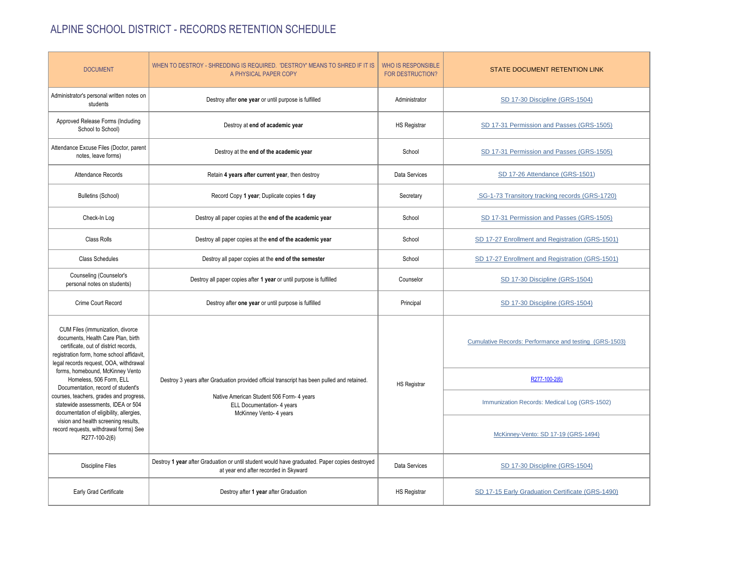# ALPINE SCHOOL DISTRICT - RECORDS RETENTION SCHEDULE

| DOCUMENT | WHEN TO DESTROY - SHREDDING IS REQUIRED. 'DESTROY' MEANS TO SHRED IF IT IS A PHYSICAL PAPER COPY | WHO IS RESPONSIBLE FOR DESTRUCTION? | STATE DOCUMENT RETENTION LINK |
|---|---|---|---|
| Administrator's personal written notes on students | Destroy after **one year** or until purpose is fulfilled | Administrator | SD 17-30 Discipline (GRS-1504) |
| Approved Release Forms (Including School to School) | Destroy at **end of academic year** | HS Registrar | SD 17-31 Permission and Passes (GRS-1505) |
| Attendance Excuse Files (Doctor, parent notes, leave forms) | Destroy at the **end of the academic year** | School | SD 17-31 Permission and Passes (GRS-1505) |
| Attendance Records | Retain **4 years after current year**, then destroy | Data Services | SD 17-26 Attendance (GRS-1501) |
| Bulletins (School) | Record Copy **1 year**; Duplicate copies **1 day** | Secretary | SG-1-73 Transitory tracking records (GRS-1720) |
| Check-In Log | Destroy all paper copies at the **end of the academic year** | School | SD 17-31 Permission and Passes (GRS-1505) |
| Class Rolls | Destroy all paper copies at the **end of the academic year** | School | SD 17-27 Enrollment and Registration (GRS-1501) |
| Class Schedules | Destroy all paper copies at the **end of the semester** | School | SD 17-27 Enrollment and Registration (GRS-1501) |
| Counseling (Counselor's personal notes on students) | Destroy all paper copies after **1 year** or until purpose is fulfilled | Counselor | SD 17-30 Discipline (GRS-1504) |
| Crime Court Record | Destroy after **one year** or until purpose is fulfilled | Principal | SD 17-30 Discipline (GRS-1504) |
| CUM Files (immunization, divorce documents, Health Care Plan, birth certificate, out of district records, registration form, home school affidavit, legal records request, OOA, withdrawal forms, homebound, McKinney Vento Homeless, 506 Form, ELL Documentation, record of student's courses, teachers, grades and progress, statewide assessments, IDEA or 504 documentation of eligibility, allergies, vision and health screening results, record requests, withdrawal forms) See R277-100-2(6) | Destroy 3 years after Graduation provided official transcript has been pulled and retained.<br><br>Native American Student 506 Form- 4 years<br>ELL Documentation- 4 years<br>McKinney Vento- 4 years | HS Registrar | Cumulative Records: Performance and testing (GRS-1503)<br><br>R277-100-2(6)<br><br>Immunization Records: Medical Log (GRS-1502)<br><br>McKinney-Vento: SD 17-19 (GRS-1494) |
| Discipline Files | Destroy **1 year** after Graduation or until student would have graduated. Paper copies destroyed at year end after recorded in Skyward | Data Services | SD 17-30 Discipline (GRS-1504) |
| Early Grad Certificate | Destroy after **1 year** after Graduation | HS Registrar | SD 17-15 Early Graduation Certificate (GRS-1490) |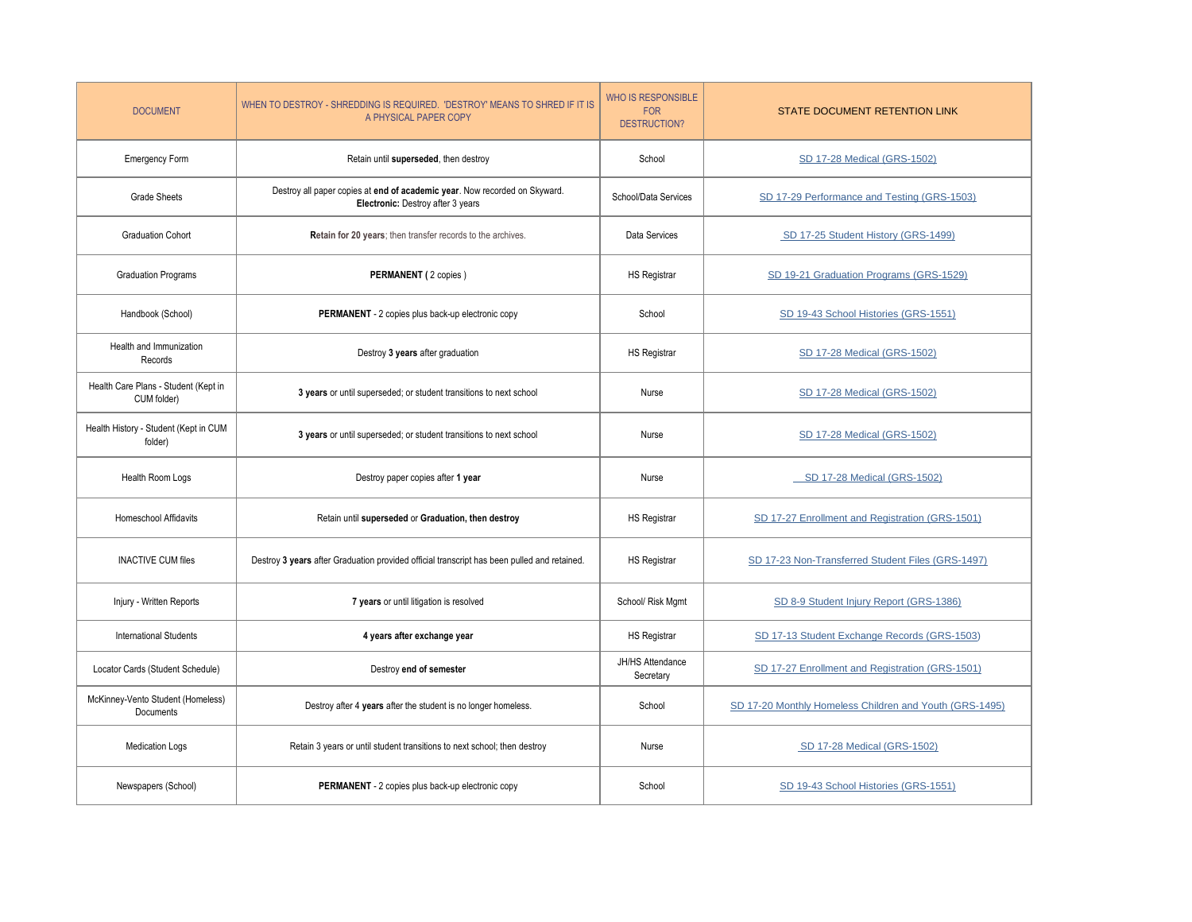| DOCUMENT | WHEN TO DESTROY - SHREDDING IS REQUIRED. 'DESTROY' MEANS TO SHRED IF IT IS A PHYSICAL PAPER COPY | WHO IS RESPONSIBLE FOR DESTRUCTION? | STATE DOCUMENT RETENTION LINK |
|---|---|---|---|
| Emergency Form | Retain until **superseded**, then destroy | School | SD 17-28 Medical (GRS-1502) |
| Grade Sheets | Destroy all paper copies at **end of academic year**. Now recorded on Skyward. **Electronic:** Destroy after 3 years | School/Data Services | SD 17-29 Performance and Testing (GRS-1503) |
| Graduation Cohort | **Retain for 20 years**; then transfer records to the archives. | Data Services | SD 17-25 Student History (GRS-1499) |
| Graduation Programs | **PERMANENT (** 2 copies ) | HS Registrar | SD 19-21 Graduation Programs (GRS-1529) |
| Handbook (School) | **PERMANENT** - 2 copies plus back-up electronic copy | School | SD 19-43 School Histories (GRS-1551) |
| Health and Immunization Records | Destroy **3 years** after graduation | HS Registrar | SD 17-28 Medical (GRS-1502) |
| Health Care Plans - Student (Kept in CUM folder) | **3 years** or until superseded; or student transitions to next school | Nurse | SD 17-28 Medical (GRS-1502) |
| Health History - Student (Kept in CUM folder) | **3 years** or until superseded; or student transitions to next school | Nurse | SD 17-28 Medical (GRS-1502) |
| Health Room Logs | Destroy paper copies after **1 year** | Nurse | SD 17-28 Medical (GRS-1502) |
| Homeschool Affidavits | Retain until **superseded** or **Graduation, then destroy** | HS Registrar | SD 17-27 Enrollment and Registration (GRS-1501) |
| INACTIVE CUM files | Destroy **3 years** after Graduation provided official transcript has been pulled and retained. | HS Registrar | SD 17-23 Non-Transferred Student Files (GRS-1497) |
| Injury - Written Reports | **7 years** or until litigation is resolved | School/ Risk Mgmt | SD 8-9 Student Injury Report (GRS-1386) |
| International Students | **4 years after exchange year** | HS Registrar | SD 17-13 Student Exchange Records (GRS-1503) |
| Locator Cards (Student Schedule) | Destroy **end of semester** | JH/HS Attendance Secretary | SD 17-27 Enrollment and Registration (GRS-1501) |
| McKinney-Vento Student (Homeless) Documents | Destroy after 4 **years** after the student is no longer homeless. | School | SD 17-20 Monthly Homeless Children and Youth (GRS-1495) |
| Medication Logs | Retain 3 years or until student transitions to next school; then destroy | Nurse | SD 17-28 Medical (GRS-1502) |
| Newspapers (School) | **PERMANENT** - 2 copies plus back-up electronic copy | School | SD 19-43 School Histories (GRS-1551) |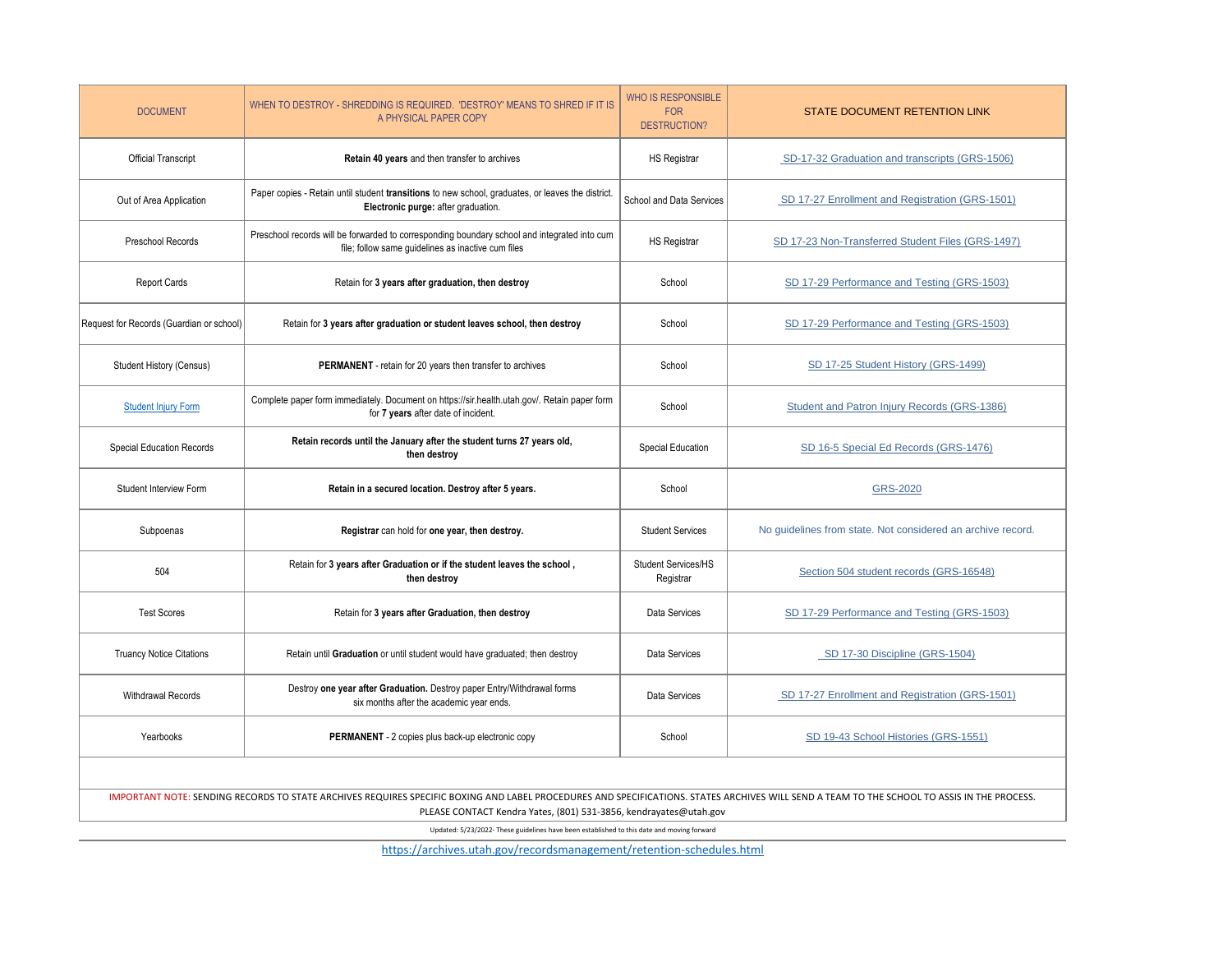| DOCUMENT | WHEN TO DESTROY - SHREDDING IS REQUIRED. 'DESTROY' MEANS TO SHRED IF IT IS A PHYSICAL PAPER COPY | WHO IS RESPONSIBLE FOR DESTRUCTION? | STATE DOCUMENT RETENTION LINK |
|---|---|---|---|
| Official Transcript | **Retain 40 years** and then transfer to archives | HS Registrar | SD-17-32 Graduation and transcripts (GRS-1506) |
| Out of Area Application | Paper copies - Retain until student **transitions** to new school, graduates, or leaves the district. **Electronic purge:** after graduation. | School and Data Services | SD 17-27 Enrollment and Registration (GRS-1501) |
| Preschool Records | Preschool records will be forwarded to corresponding boundary school and integrated into cum file; follow same guidelines as inactive cum files | HS Registrar | SD 17-23 Non-Transferred Student Files (GRS-1497) |
| Report Cards | Retain for **3 years after graduation, then destroy** | School | SD 17-29 Performance and Testing (GRS-1503) |
| Request for Records (Guardian or school) | Retain for **3 years after graduation or student leaves school, then destroy** | School | SD 17-29 Performance and Testing (GRS-1503) |
| Student History (Census) | **PERMANENT** - retain for 20 years then transfer to archives | School | SD 17-25 Student History (GRS-1499) |
| Student Injury Form | Complete paper form immediately. Document on https://sir.health.utah.gov/. Retain paper form for **7 years** after date of incident. | School | Student and Patron Injury Records (GRS-1386) |
| Special Education Records | **Retain records until the January after the student turns 27 years old, then destroy** | Special Education | SD 16-5 Special Ed Records (GRS-1476) |
| Student Interview Form | **Retain in a secured location. Destroy after 5 years.** | School | GRS-2020 |
| Subpoenas | **Registrar** can hold for **one year, then destroy.** | Student Services | No guidelines from state. Not considered an archive record. |
| 504 | Retain for **3 years after Graduation or if the student leaves the school , then destroy** | Student Services/HS Registrar | Section 504 student records (GRS-16548) |
| Test Scores | Retain for **3 years after Graduation, then destroy** | Data Services | SD 17-29 Performance and Testing (GRS-1503) |
| Truancy Notice Citations | Retain until **Graduation** or until student would have graduated; then destroy | Data Services | SD 17-30 Discipline (GRS-1504) |
| Withdrawal Records | Destroy **one year after Graduation.** Destroy paper Entry/Withdrawal forms six months after the academic year ends. | Data Services | SD 17-27 Enrollment and Registration (GRS-1501) |
| Yearbooks | **PERMANENT** - 2 copies plus back-up electronic copy | School | SD 19-43 School Histories (GRS-1551) |

IMPORTANT NOTE: SENDING RECORDS TO STATE ARCHIVES REQUIRES SPECIFIC BOXING AND LABEL PROCEDURES AND SPECIFICATIONS. STATES ARCHIVES WILL SEND A TEAM TO THE SCHOOL TO ASSIS IN THE PROCESS. PLEASE CONTACT Kendra Yates, (801) 531-3856, kendrayates@utah.gov

Updated: 5/23/2022- These guidelines have been established to this date and moving forward

https://archives.utah.gov/recordsmanagement/retention-schedules.html